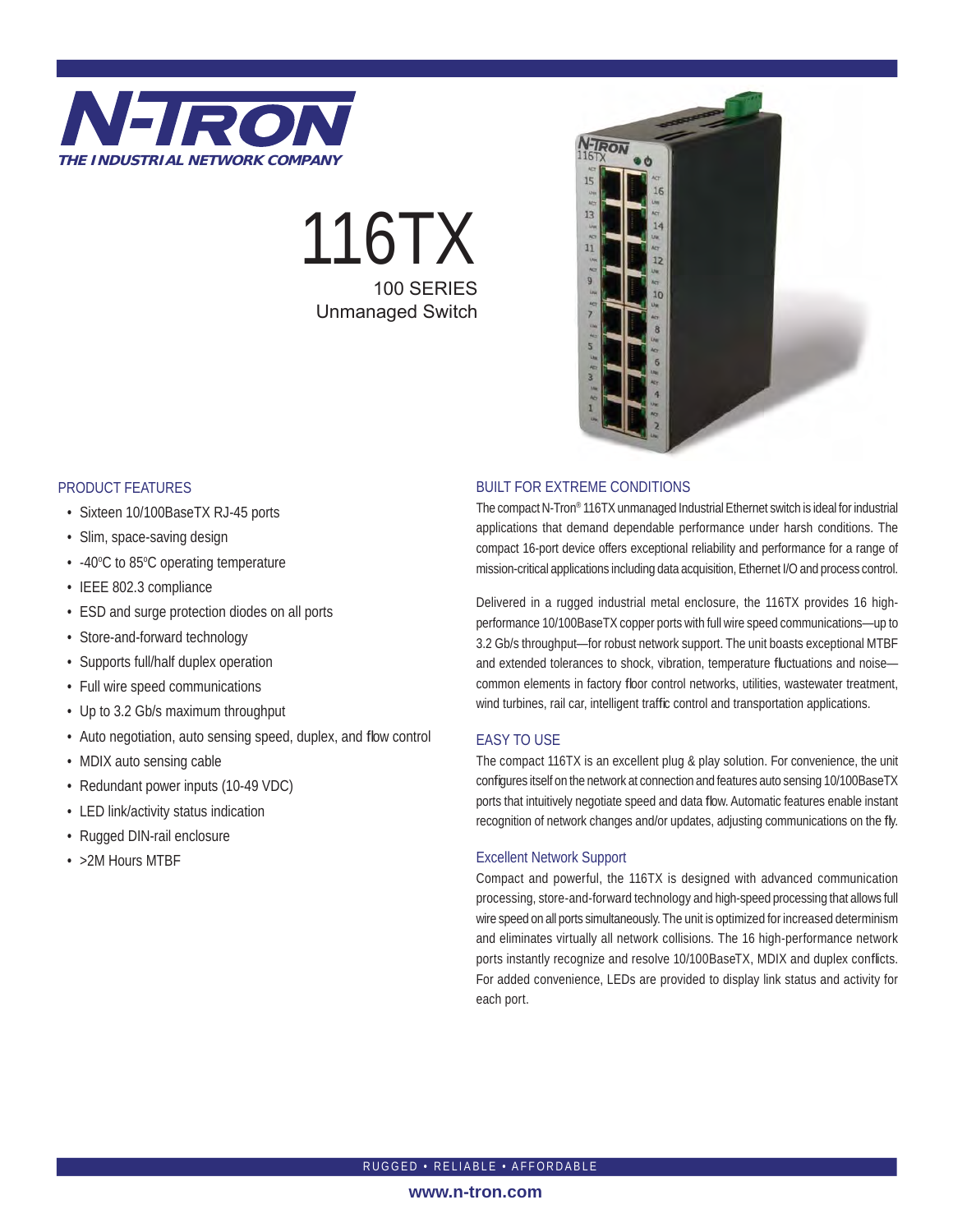# N-TRON

***THE INDUSTRIAL NETWORK COMPANY***

# 116TX

## 100 SERIES
## Unmanaged Switch

### PRODUCT FEATURES

- Sixteen 10/100BaseTX RJ-45 ports
- Slim, space-saving design
- -40ºC to 85ºC operating temperature
- IEEE 802.3 compliance
- ESD and surge protection diodes on all ports
- Store-and-forward technology
- Supports full/half duplex operation
- Full wire speed communications
- Up to 3.2 Gb/s maximum throughput
- Auto negotiation, auto sensing speed, duplex, and flow control
- MDIX auto sensing cable
- Redundant power inputs (10-49 VDC)
- LED link/activity status indication
- Rugged DIN-rail enclosure
- >2M Hours MTBF

### BUILT FOR EXTREME CONDITIONS

The compact N-Tron® 116TX unmanaged Industrial Ethernet switch is ideal for industrial applications that demand dependable performance under harsh conditions. The compact 16-port device offers exceptional reliability and performance for a range of mission-critical applications including data acquisition, Ethernet I/O and process control.

Delivered in a rugged industrial metal enclosure, the 116TX provides 16 high-performance 10/100BaseTX copper ports with full wire speed communications—up to 3.2 Gb/s throughput—for robust network support. The unit boasts exceptional MTBF and extended tolerances to shock, vibration, temperature fluctuations and noise—common elements in factory floor control networks, utilities, wastewater treatment, wind turbines, rail car, intelligent traffic control and transportation applications.

### EASY TO USE

The compact 116TX is an excellent plug & play solution. For convenience, the unit configures itself on the network at connection and features auto sensing 10/100BaseTX ports that intuitively negotiate speed and data flow. Automatic features enable instant recognition of network changes and/or updates, adjusting communications on the fly.

### Excellent Network Support

Compact and powerful, the 116TX is designed with advanced communication processing, store-and-forward technology and high-speed processing that allows full wire speed on all ports simultaneously. The unit is optimized for increased determinism and eliminates virtually all network collisions. The 16 high-performance network ports instantly recognize and resolve 10/100BaseTX, MDIX and duplex conflicts. For added convenience, LEDs are provided to display link status and activity for each port.

RUGGED • RELIABLE • AFFORDABLE

**www.n-tron.com**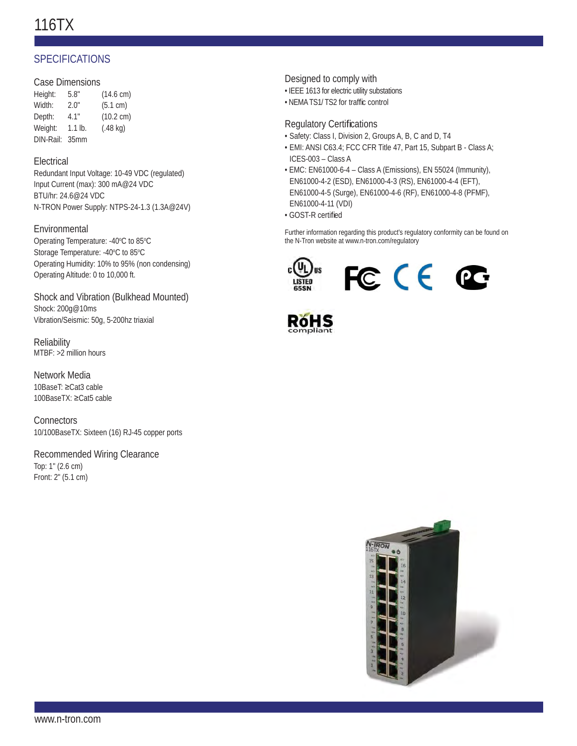# 116TX

## SPECIFICATIONS

### Case Dimensions

| | | |
|---|---|---|
| Height: | 5.8" | (14.6 cm) |
| Width: | 2.0" | (5.1 cm) |
| Depth: | 4.1" | (10.2 cm) |
| Weight: | 1.1 lb. | (.48 kg) |
| DIN-Rail: | 35mm | |

### Electrical

Redundant Input Voltage: 10-49 VDC (regulated)
Input Current (max): 300 mA@24 VDC
BTU/hr: 24.6@24 VDC
N-TRON Power Supply: NTPS-24-1.3 (1.3A@24V)

### Environmental

Operating Temperature: -40°C to 85°C
Storage Temperature: -40°C to 85°C
Operating Humidity: 10% to 95% (non condensing)
Operating Altitude: 0 to 10,000 ft.

### Shock and Vibration (Bulkhead Mounted)

Shock: 200g@10ms
Vibration/Seismic: 50g, 5-200hz triaxial

### Reliability

MTBF: >2 million hours

### Network Media

10BaseT: ≥Cat3 cable
100BaseTX: ≥Cat5 cable

### Connectors

10/100BaseTX: Sixteen (16) RJ-45 copper ports

### Recommended Wiring Clearance

Top: 1" (2.6 cm)
Front: 2" (5.1 cm)

### Designed to comply with

- IEEE 1613 for electric utility substations
- NEMA TS1/ TS2 for traffic control

### Regulatory Certifications

- Safety: Class I, Division 2, Groups A, B, C and D, T4
- EMI: ANSI C63.4; FCC CFR Title 47, Part 15, Subpart B - Class A; ICES-003 – Class A
- EMC: EN61000-6-4 – Class A (Emissions), EN 55024 (Immunity), EN61000-4-2 (ESD), EN61000-4-3 (RS), EN61000-4-4 (EFT), EN61000-4-5 (Surge), EN61000-4-6 (RF), EN61000-4-8 (PFMF), EN61000-4-11 (VDI)
- GOST-R certified

Further information regarding this product's regulatory conformity can be found on the N-Tron website at www.n-tron.com/regulatory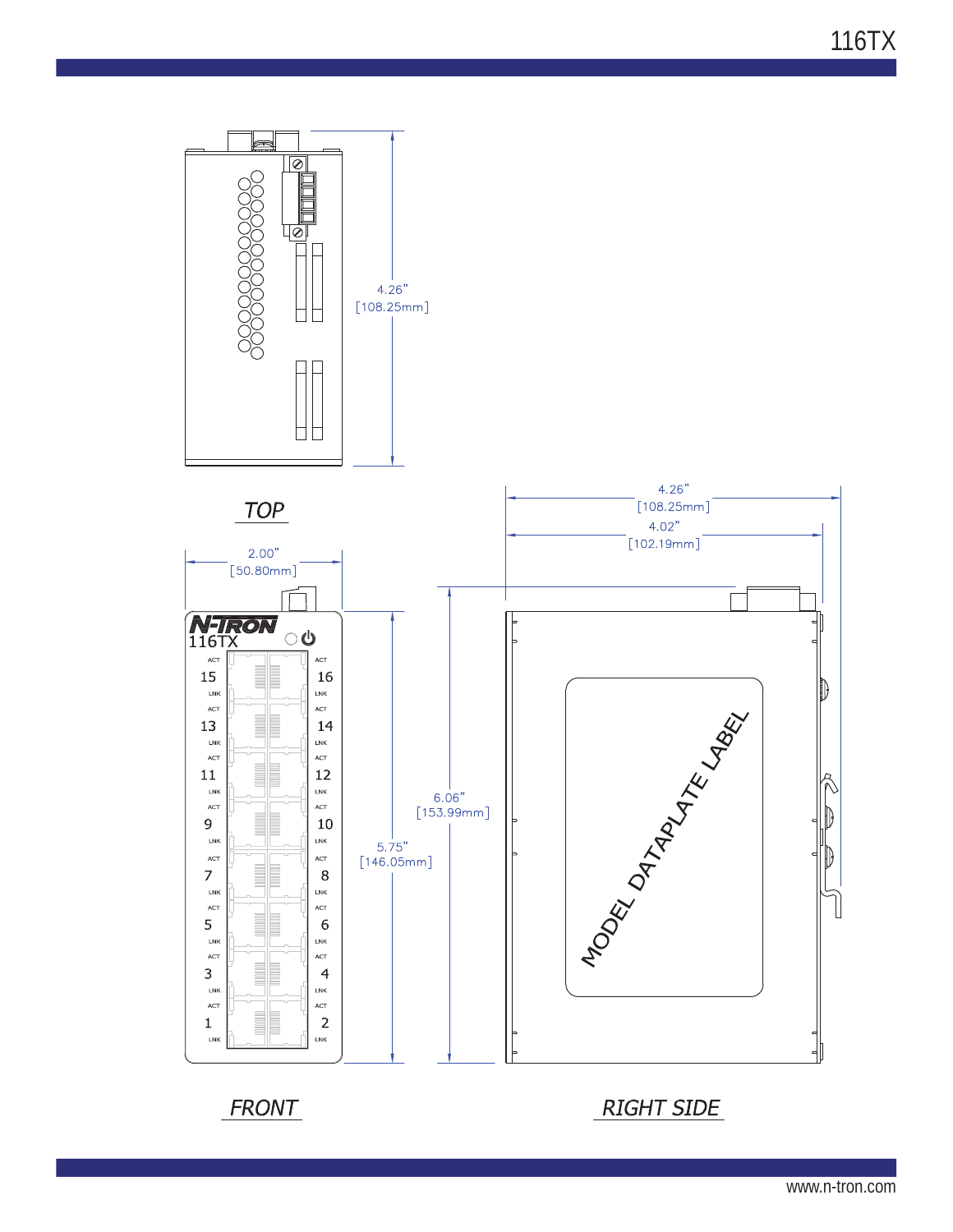# 116TX

TOP

4.26"
[108.25mm]

FRONT

2.00"
[50.80mm]

5.75"
[146.05mm]

RIGHT SIDE

4.26"
[108.25mm]

4.02"
[102.19mm]

6.06"
[153.99mm]

MODEL DATAPLATE LABEL

www.n-tron.com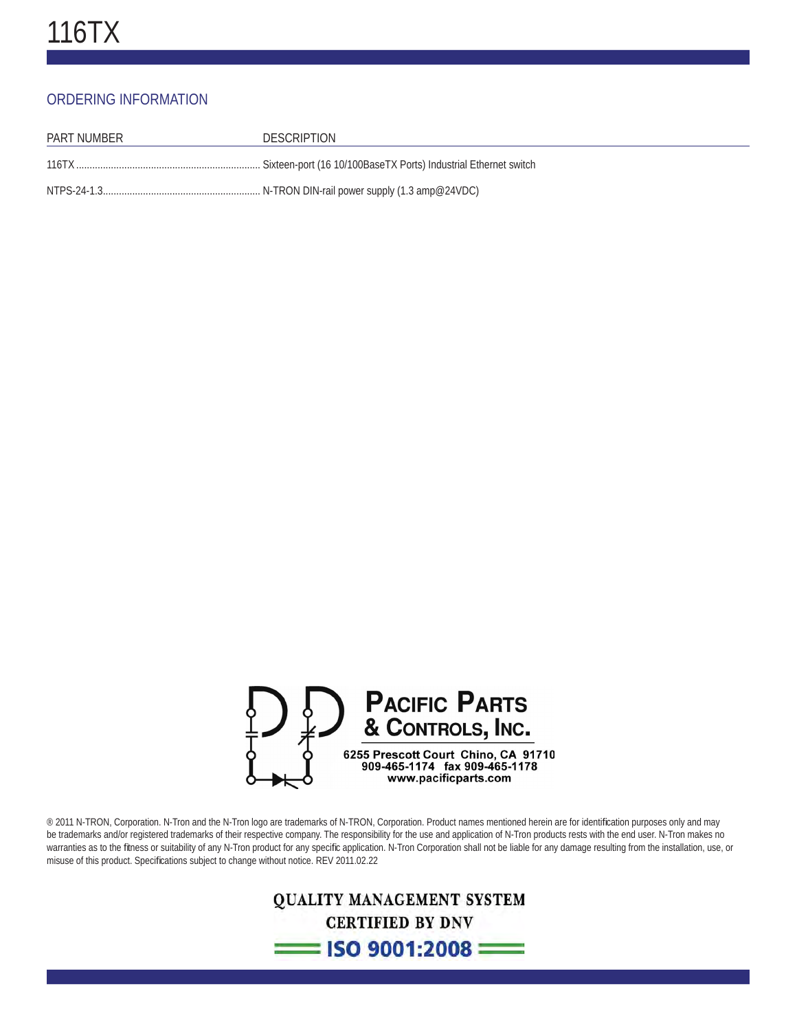# 116TX

## ORDERING INFORMATION

| PART NUMBER | DESCRIPTION |
|---|---|
| 116TX | Sixteen-port (16 10/100BaseTX Ports) Industrial Ethernet switch |
| NTPS-24-1.3 | N-TRON DIN-rail power supply (1.3 amp@24VDC) |

**PACIFIC PARTS & CONTROLS, INC.**
6255 Prescott Court Chino, CA 91710
909-465-1174 fax 909-465-1178
www.pacificparts.com

® 2011 N-TRON, Corporation. N-Tron and the N-Tron logo are trademarks of N-TRON, Corporation. Product names mentioned herein are for identification purposes only and may be trademarks and/or registered trademarks of their respective company. The responsibility for the use and application of N-Tron products rests with the end user. N-Tron makes no warranties as to the fitness or suitability of any N-Tron product for any specific application. N-Tron Corporation shall not be liable for any damage resulting from the installation, use, or misuse of this product. Specifications subject to change without notice. REV 2011.02.22

QUALITY MANAGEMENT SYSTEM
CERTIFIED BY DNV
ISO 9001:2008